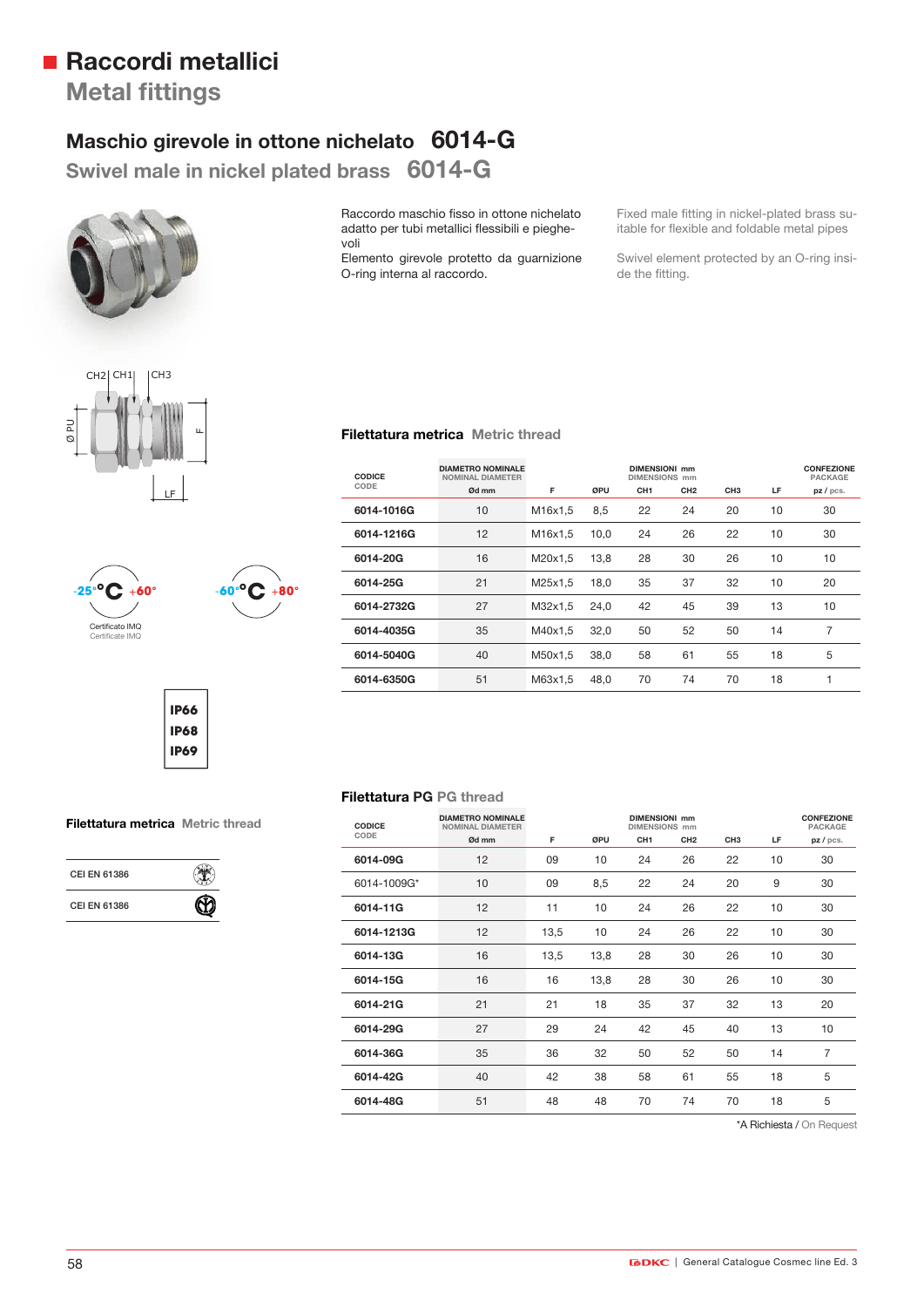# Raccordi metallici
## Metal fittings

### Maschio girevole in ottone nichelato 6014-G
### Swivel male in nickel plated brass 6014-G

Raccordo maschio fisso in ottone nichelato adatto per tubi metallici flessibili e pieghevoli
Elemento girevole protetto da guarnizione O-ring interna al raccordo.

Fixed male fitting in nickel-plated brass suitable for flexible and foldable metal pipes

Swivel element protected by an O-ring inside the fitting.

CH2 CH1 CH3
Ø PU
F
LF

-25°C +60°
Certificato IMQ
Certificate IMQ

-60°C +80°

IP66
IP68
IP69

**Filettatura metrica** Metric thread

| | |
|---|---|
| CEI EN 61386 | |
| CEI EN 61386 | |

**Filettatura metrica** Metric thread

| CODICE CODE | DIAMETRO NOMINALE NOMINAL DIAMETER Ød mm | F | ØPU | DIMENSIONI mm DIMENSIONS mm CH1 | CH2 | CH3 | LF | CONFEZIONE PACKAGE pz / pcs. |
|---|---|---|---|---|---|---|---|---|
| 6014-1016G | 10 | M16x1,5 | 8,5 | 22 | 24 | 20 | 10 | 30 |
| 6014-1216G | 12 | M16x1,5 | 10,0 | 24 | 26 | 22 | 10 | 30 |
| 6014-20G | 16 | M20x1,5 | 13,8 | 28 | 30 | 26 | 10 | 10 |
| 6014-25G | 21 | M25x1,5 | 18,0 | 35 | 37 | 32 | 10 | 20 |
| 6014-2732G | 27 | M32x1,5 | 24,0 | 42 | 45 | 39 | 13 | 10 |
| 6014-4035G | 35 | M40x1,5 | 32,0 | 50 | 52 | 50 | 14 | 7 |
| 6014-5040G | 40 | M50x1,5 | 38,0 | 58 | 61 | 55 | 18 | 5 |
| 6014-6350G | 51 | M63x1,5 | 48,0 | 70 | 74 | 70 | 18 | 1 |

**Filettatura PG** PG thread

| CODICE CODE | DIAMETRO NOMINALE NOMINAL DIAMETER Ød mm | F | ØPU | DIMENSIONI mm DIMENSIONS mm CH1 | CH2 | CH3 | LF | CONFEZIONE PACKAGE pz / pcs. |
|---|---|---|---|---|---|---|---|---|
| 6014-09G | 12 | 09 | 10 | 24 | 26 | 22 | 10 | 30 |
| 6014-1009G* | 10 | 09 | 8,5 | 22 | 24 | 20 | 9 | 30 |
| 6014-11G | 12 | 11 | 10 | 24 | 26 | 22 | 10 | 30 |
| 6014-1213G | 12 | 13,5 | 10 | 24 | 26 | 22 | 10 | 30 |
| 6014-13G | 16 | 13,5 | 13,8 | 28 | 30 | 26 | 10 | 30 |
| 6014-15G | 16 | 16 | 13,8 | 28 | 30 | 26 | 10 | 30 |
| 6014-21G | 21 | 21 | 18 | 35 | 37 | 32 | 13 | 20 |
| 6014-29G | 27 | 29 | 24 | 42 | 45 | 40 | 13 | 10 |
| 6014-36G | 35 | 36 | 32 | 50 | 52 | 50 | 14 | 7 |
| 6014-42G | 40 | 42 | 38 | 58 | 61 | 55 | 18 | 5 |
| 6014-48G | 51 | 48 | 48 | 70 | 74 | 70 | 18 | 5 |

*A Richiesta / On Request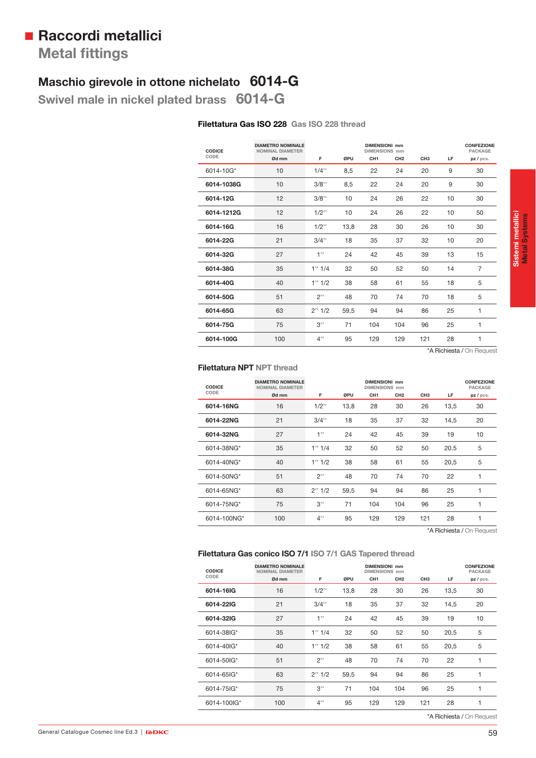# Raccordi metallici
## Metal fittings

### Maschio girevole in ottone nichelato 6014-G
### Swivel male in nickel plated brass 6014-G

**Filettatura Gas ISO 228** Gas ISO 228 thread

| CODICE CODE | DIAMETRO NOMINALE NOMINAL DIAMETER Ød mm | F | ØPU | DIMENSIONI mm DIMENSIONS mm CH1 | CH2 | CH3 | LF | CONFEZIONE PACKAGE pz / pcs. |
|---|---|---|---|---|---|---|---|---|
| 6014-10G* | 10 | 1/4'' | 8,5 | 22 | 24 | 20 | 9 | 30 |
| **6014-1038G** | 10 | 3/8'' | 8,5 | 22 | 24 | 20 | 9 | 30 |
| **6014-12G** | 12 | 3/8'' | 10 | 24 | 26 | 22 | 10 | 30 |
| **6014-1212G** | 12 | 1/2'' | 10 | 24 | 26 | 22 | 10 | 50 |
| **6014-16G** | 16 | 1/2'' | 13,8 | 28 | 30 | 26 | 10 | 30 |
| **6014-22G** | 21 | 3/4'' | 18 | 35 | 37 | 32 | 10 | 20 |
| **6014-32G** | 27 | 1'' | 24 | 42 | 45 | 39 | 13 | 15 |
| **6014-38G** | 35 | 1'' 1/4 | 32 | 50 | 52 | 50 | 14 | 7 |
| **6014-40G** | 40 | 1'' 1/2 | 38 | 58 | 61 | 55 | 18 | 5 |
| **6014-50G** | 51 | 2'' | 48 | 70 | 74 | 70 | 18 | 5 |
| **6014-65G** | 63 | 2'' 1/2 | 59,5 | 94 | 94 | 86 | 25 | 1 |
| **6014-75G** | 75 | 3'' | 71 | 104 | 104 | 96 | 25 | 1 |
| **6014-100G** | 100 | 4'' | 95 | 129 | 129 | 121 | 28 | 1 |

*A Richiesta / On Request

**Filettatura NPT** NPT thread

| CODICE CODE | DIAMETRO NOMINALE NOMINAL DIAMETER Ød mm | F | ØPU | DIMENSIONI mm DIMENSIONS mm CH1 | CH2 | CH3 | LF | CONFEZIONE PACKAGE pz / pcs. |
|---|---|---|---|---|---|---|---|---|
| **6014-16NG** | 16 | 1/2'' | 13,8 | 28 | 30 | 26 | 13,5 | 30 |
| **6014-22NG** | 21 | 3/4'' | 18 | 35 | 37 | 32 | 14,5 | 20 |
| **6014-32NG** | 27 | 1'' | 24 | 42 | 45 | 39 | 19 | 10 |
| 6014-38NG* | 35 | 1'' 1/4 | 32 | 50 | 52 | 50 | 20.5 | 5 |
| 6014-40NG* | 40 | 1'' 1/2 | 38 | 58 | 61 | 55 | 20,5 | 5 |
| 6014-50NG* | 51 | 2'' | 48 | 70 | 74 | 70 | 22 | 1 |
| 6014-65NG* | 63 | 2'' 1/2 | 59,5 | 94 | 94 | 86 | 25 | 1 |
| 6014-75NG* | 75 | 3'' | 71 | 104 | 104 | 96 | 25 | 1 |
| 6014-100NG* | 100 | 4'' | 95 | 129 | 129 | 121 | 28 | 1 |

*A Richiesta / On Request

**Filettatura Gas conico ISO 7/1** ISO 7/1 GAS Tapered thread

| CODICE CODE | DIAMETRO NOMINALE NOMINAL DIAMETER Ød mm | F | ØPU | DIMENSIONI mm DIMENSIONS mm CH1 | CH2 | CH3 | LF | CONFEZIONE PACKAGE pz / pcs. |
|---|---|---|---|---|---|---|---|---|
| **6014-16IG** | 16 | 1/2'' | 13,8 | 28 | 30 | 26 | 13,5 | 30 |
| **6014-22IG** | 21 | 3/4'' | 18 | 35 | 37 | 32 | 14,5 | 20 |
| **6014-32IG** | 27 | 1'' | 24 | 42 | 45 | 39 | 19 | 10 |
| 6014-38IG* | 35 | 1'' 1/4 | 32 | 50 | 52 | 50 | 20.5 | 5 |
| 6014-40IG* | 40 | 1'' 1/2 | 38 | 58 | 61 | 55 | 20,5 | 5 |
| 6014-50IG* | 51 | 2'' | 48 | 70 | 74 | 70 | 22 | 1 |
| 6014-65IG* | 63 | 2'' 1/2 | 59,5 | 94 | 94 | 86 | 25 | 1 |
| 6014-75IG* | 75 | 3'' | 71 | 104 | 104 | 96 | 25 | 1 |
| 6014-100IG* | 100 | 4'' | 95 | 129 | 129 | 121 | 28 | 1 |

*A Richiesta / On Request